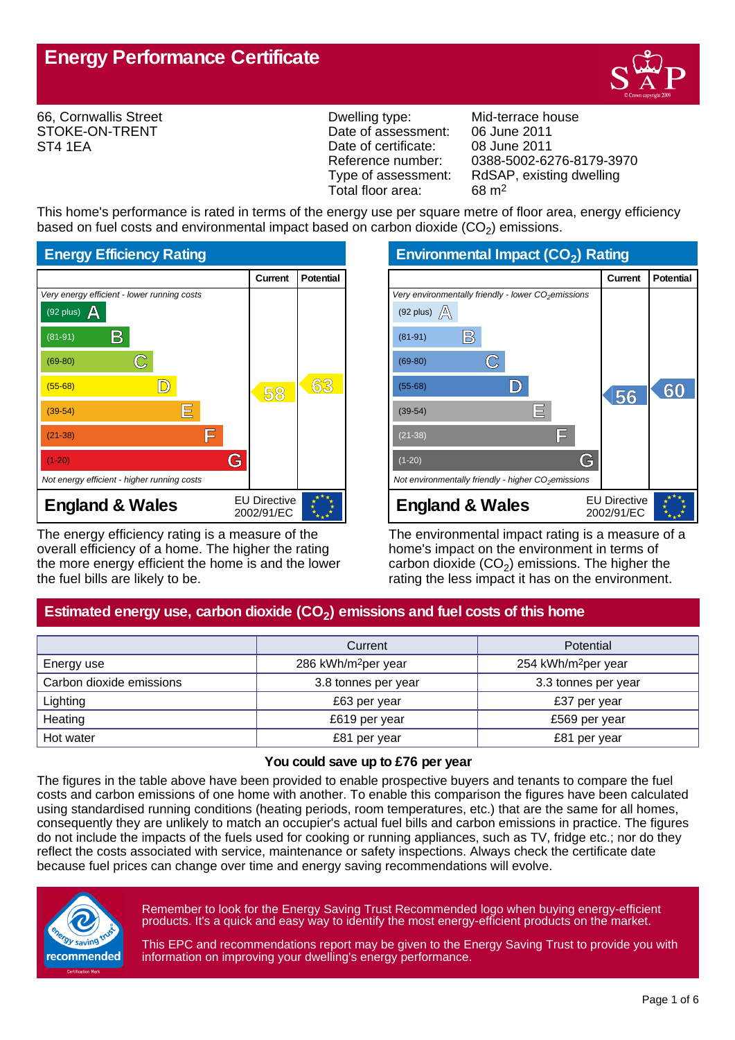# Energy Performance Certificate

66, Cornwallis Street
STOKE-ON-TRENT
ST4 1EA

| | |
|---|---|
| Dwelling type: | Mid-terrace house |
| Date of assessment: | 06 June 2011 |
| Date of certificate: | 08 June 2011 |
| Reference number: | 0388-5002-6276-8179-3970 |
| Type of assessment: | RdSAP, existing dwelling |
| Total floor area: | 68 $m^2$ |

This home's performance is rated in terms of the energy use per square metre of floor area, energy efficiency based on fuel costs and environmental impact based on carbon dioxide ($CO_2$) emissions.

## Energy Efficiency Rating

*Very energy efficient - lower running costs*

| Rating band | Current | Potential |
|---|---|---|
| (92 plus) A | | |
| (81-91) B | | |
| (69-80) C | | |
| (55-68) D | | 63 |
| (39-54) E | 58 | |
| (21-38) F | | |
| (1-20) G | | |

*Not energy efficient - higher running costs*

England & Wales — EU Directive 2002/91/EC

The energy efficiency rating is a measure of the overall efficiency of a home. The higher the rating the more energy efficient the home is and the lower the fuel bills are likely to be.

## Environmental Impact ($CO_2$) Rating

*Very environmentally friendly - lower $CO_2$ emissions*

| Rating band | Current | Potential |
|---|---|---|
| (92 plus) A | | |
| (81-91) B | | |
| (69-80) C | | |
| (55-68) D | 56 | 60 |
| (39-54) E | | |
| (21-38) F | | |
| (1-20) G | | |

*Not environmentally friendly - higher $CO_2$ emissions*

England & Wales — EU Directive 2002/91/EC

The environmental impact rating is a measure of a home's impact on the environment in terms of carbon dioxide ($CO_2$) emissions. The higher the rating the less impact it has on the environment.

## Estimated energy use, carbon dioxide ($CO_2$) emissions and fuel costs of this home

| | Current | Potential |
|---|---|---|
| Energy use | 286 kWh/$m^2$ per year | 254 kWh/$m^2$ per year |
| Carbon dioxide emissions | 3.8 tonnes per year | 3.3 tonnes per year |
| Lighting | £63 per year | £37 per year |
| Heating | £619 per year | £569 per year |
| Hot water | £81 per year | £81 per year |

**You could save up to £76 per year**

The figures in the table above have been provided to enable prospective buyers and tenants to compare the fuel costs and carbon emissions of one home with another. To enable this comparison the figures have been calculated using standardised running conditions (heating periods, room temperatures, etc.) that are the same for all homes, consequently they are unlikely to match an occupier's actual fuel bills and carbon emissions in practice. The figures do not include the impacts of the fuels used for cooking or running appliances, such as TV, fridge etc.; nor do they reflect the costs associated with service, maintenance or safety inspections. Always check the certificate date because fuel prices can change over time and energy saving recommendations will evolve.

Remember to look for the Energy Saving Trust Recommended logo when buying energy-efficient products. It's a quick and easy way to identify the most energy-efficient products on the market.

This EPC and recommendations report may be given to the Energy Saving Trust to provide you with information on improving your dwelling's energy performance.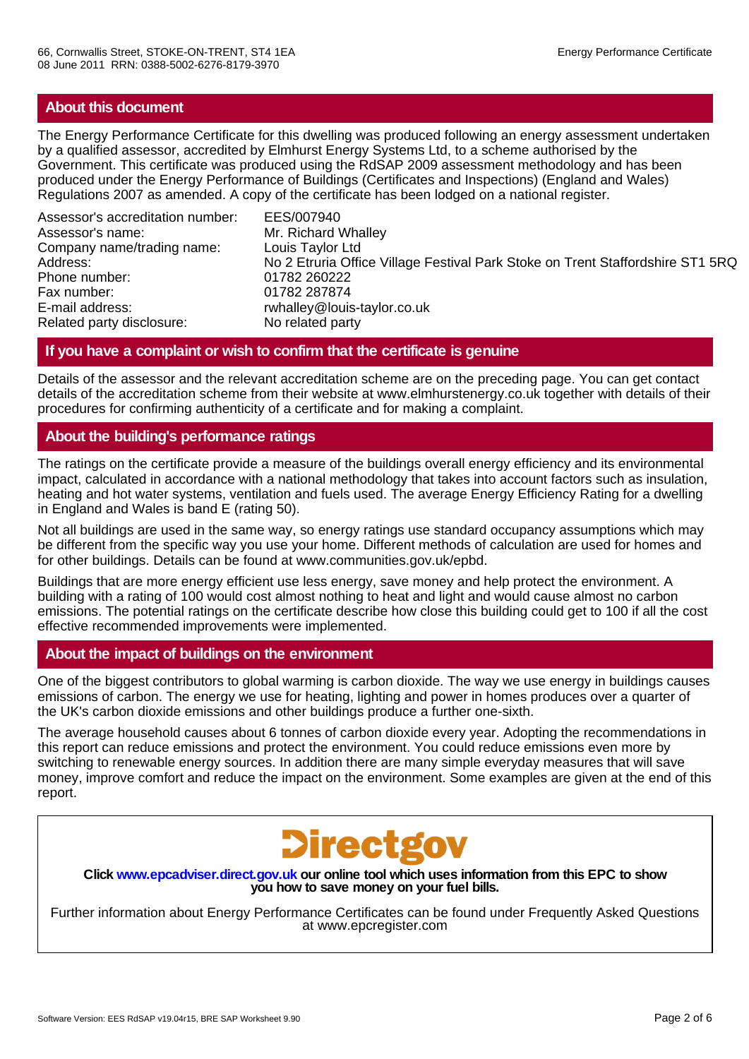## About this document

The Energy Performance Certificate for this dwelling was produced following an energy assessment undertaken by a qualified assessor, accredited by Elmhurst Energy Systems Ltd, to a scheme authorised by the Government. This certificate was produced using the RdSAP 2009 assessment methodology and has been produced under the Energy Performance of Buildings (Certificates and Inspections) (England and Wales) Regulations 2007 as amended. A copy of the certificate has been lodged on a national register.

| | |
|---|---|
| Assessor's accreditation number: | EES/007940 |
| Assessor's name: | Mr. Richard Whalley |
| Company name/trading name: | Louis Taylor Ltd |
| Address: | No 2 Etruria Office Village Festival Park Stoke on Trent Staffordshire ST1 5RQ |
| Phone number: | 01782 260222 |
| Fax number: | 01782 287874 |
| E-mail address: | rwhalley@louis-taylor.co.uk |
| Related party disclosure: | No related party |

## If you have a complaint or wish to confirm that the certificate is genuine

Details of the assessor and the relevant accreditation scheme are on the preceding page. You can get contact details of the accreditation scheme from their website at www.elmhurstenergy.co.uk together with details of their procedures for confirming authenticity of a certificate and for making a complaint.

## About the building's performance ratings

The ratings on the certificate provide a measure of the buildings overall energy efficiency and its environmental impact, calculated in accordance with a national methodology that takes into account factors such as insulation, heating and hot water systems, ventilation and fuels used. The average Energy Efficiency Rating for a dwelling in England and Wales is band E (rating 50).

Not all buildings are used in the same way, so energy ratings use standard occupancy assumptions which may be different from the specific way you use your home. Different methods of calculation are used for homes and for other buildings. Details can be found at www.communities.gov.uk/epbd.

Buildings that are more energy efficient use less energy, save money and help protect the environment. A building with a rating of 100 would cost almost nothing to heat and light and would cause almost no carbon emissions. The potential ratings on the certificate describe how close this building could get to 100 if all the cost effective recommended improvements were implemented.

## About the impact of buildings on the environment

One of the biggest contributors to global warming is carbon dioxide. The way we use energy in buildings causes emissions of carbon. The energy we use for heating, lighting and power in homes produces over a quarter of the UK's carbon dioxide emissions and other buildings produce a further one-sixth.

The average household causes about 6 tonnes of carbon dioxide every year. Adopting the recommendations in this report can reduce emissions and protect the environment. You could reduce emissions even more by switching to renewable energy sources. In addition there are many simple everyday measures that will save money, improve comfort and reduce the impact on the environment. Some examples are given at the end of this report.

Directgov

**Click www.epcadviser.direct.gov.uk our online tool which uses information from this EPC to show you how to save money on your fuel bills.**

Further information about Energy Performance Certificates can be found under Frequently Asked Questions at www.epcregister.com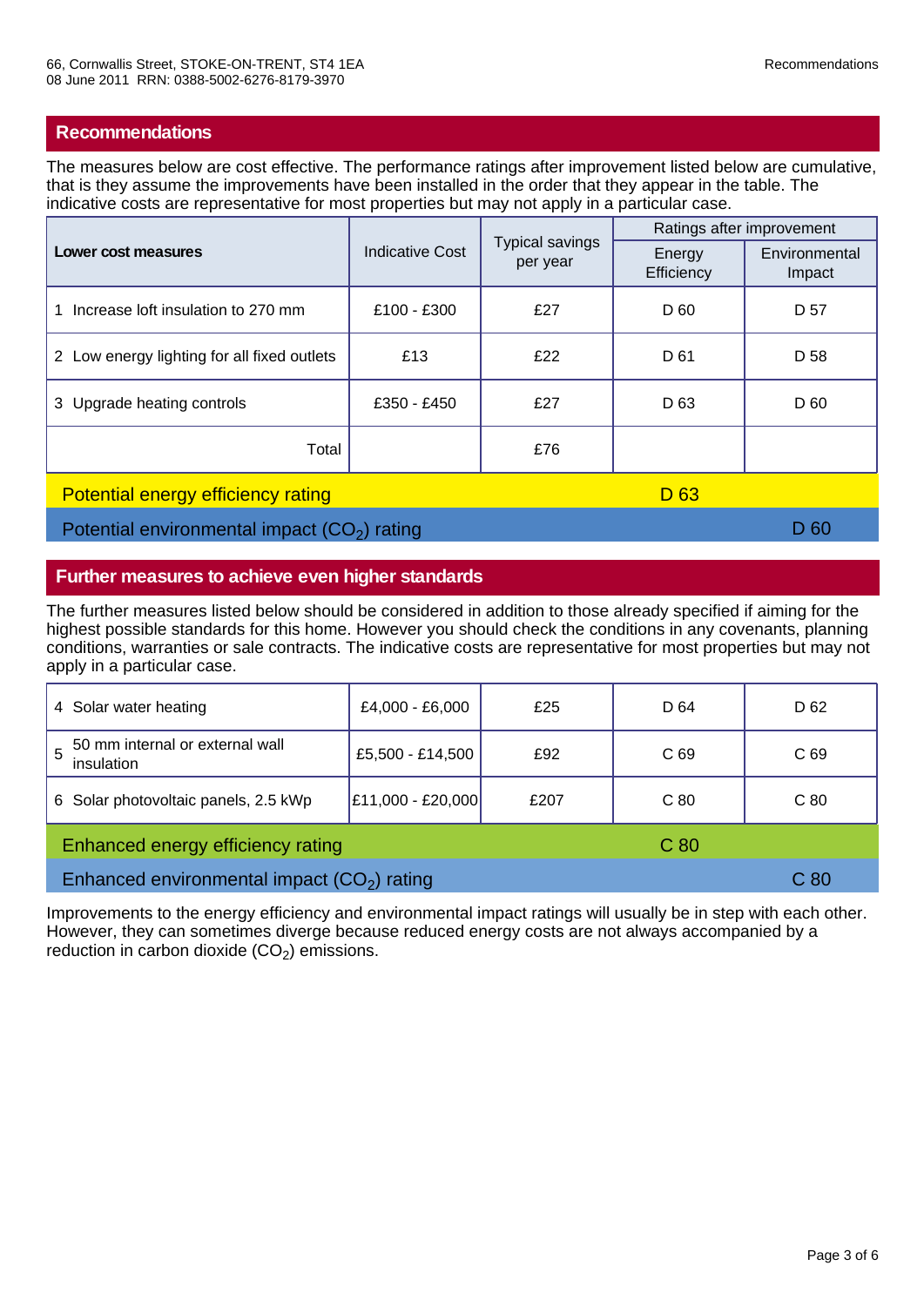66, Cornwallis Street, STOKE-ON-TRENT, ST4 1EA
08 June 2011 RRN: 0388-5002-6276-8179-3970

## Recommendations

The measures below are cost effective. The performance ratings after improvement listed below are cumulative, that is they assume the improvements have been installed in the order that they appear in the table. The indicative costs are representative for most properties but may not apply in a particular case.

| **Lower cost measures** | Indicative Cost | Typical savings per year | Ratings after improvement | |
|---|---|---|---|---|
| | | | Energy Efficiency | Environmental Impact |
| 1 Increase loft insulation to 270 mm | £100 - £300 | £27 | D 60 | D 57 |
| 2 Low energy lighting for all fixed outlets | £13 | £22 | D 61 | D 58 |
| 3 Upgrade heating controls | £350 - £450 | £27 | D 63 | D 60 |
| Total | | £76 | | |
| Potential energy efficiency rating | | | D 63 | |
| Potential environmental impact ($CO_2$) rating | | | | D 60 |

## Further measures to achieve even higher standards

The further measures listed below should be considered in addition to those already specified if aiming for the highest possible standards for this home. However you should check the conditions in any covenants, planning conditions, warranties or sale contracts. The indicative costs are representative for most properties but may not apply in a particular case.

| Measure | Indicative Cost | Typical savings per year | Energy Efficiency | Environmental Impact |
|---|---|---|---|---|
| 4 Solar water heating | £4,000 - £6,000 | £25 | D 64 | D 62 |
| 5 50 mm internal or external wall insulation | £5,500 - £14,500 | £92 | C 69 | C 69 |
| 6 Solar photovoltaic panels, 2.5 kWp | £11,000 - £20,000 | £207 | C 80 | C 80 |
| Enhanced energy efficiency rating | | | C 80 | |
| Enhanced environmental impact ($CO_2$) rating | | | | C 80 |

Improvements to the energy efficiency and environmental impact ratings will usually be in step with each other. However, they can sometimes diverge because reduced energy costs are not always accompanied by a reduction in carbon dioxide ($CO_2$) emissions.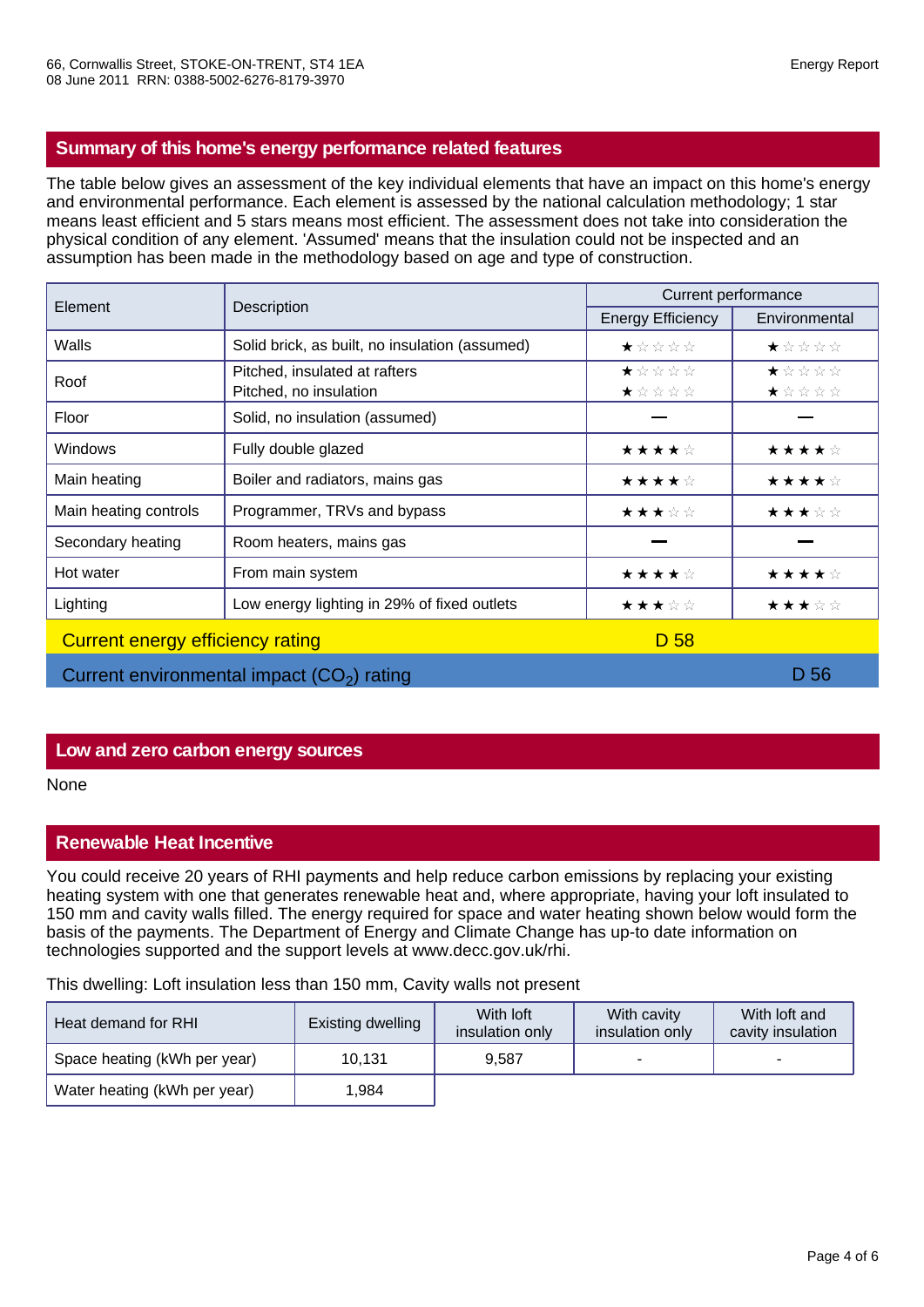66, Cornwallis Street, STOKE-ON-TRENT, ST4 1EA
08 June 2011 RRN: 0388-5002-6276-8179-3970

## Summary of this home's energy performance related features

The table below gives an assessment of the key individual elements that have an impact on this home's energy and environmental performance. Each element is assessed by the national calculation methodology; 1 star means least efficient and 5 stars means most efficient. The assessment does not take into consideration the physical condition of any element. 'Assumed' means that the insulation could not be inspected and an assumption has been made in the methodology based on age and type of construction.

| Element | Description | Current performance | |
|---|---|---|---|
| | | Energy Efficiency | Environmental |
| Walls | Solid brick, as built, no insulation (assumed) | ★☆☆☆☆ | ★☆☆☆☆ |
| Roof | Pitched, insulated at rafters | ★☆☆☆☆ | ★☆☆☆☆ |
| | Pitched, no insulation | ★☆☆☆☆ | ★☆☆☆☆ |
| Floor | Solid, no insulation (assumed) | — | — |
| Windows | Fully double glazed | ★★★★☆ | ★★★★☆ |
| Main heating | Boiler and radiators, mains gas | ★★★★☆ | ★★★★☆ |
| Main heating controls | Programmer, TRVs and bypass | ★★★☆☆ | ★★★☆☆ |
| Secondary heating | Room heaters, mains gas | — | — |
| Hot water | From main system | ★★★★☆ | ★★★★☆ |
| Lighting | Low energy lighting in 29% of fixed outlets | ★★★☆☆ | ★★★☆☆ |
| Current energy efficiency rating | | D 58 | |
| Current environmental impact ($CO_2$) rating | | | D 56 |

## Low and zero carbon energy sources

None

## Renewable Heat Incentive

You could receive 20 years of RHI payments and help reduce carbon emissions by replacing your existing heating system with one that generates renewable heat and, where appropriate, having your loft insulated to 150 mm and cavity walls filled. The energy required for space and water heating shown below would form the basis of the payments. The Department of Energy and Climate Change has up-to date information on technologies supported and the support levels at www.decc.gov.uk/rhi.

This dwelling: Loft insulation less than 150 mm, Cavity walls not present

| Heat demand for RHI | Existing dwelling | With loft insulation only | With cavity insulation only | With loft and cavity insulation |
|---|---|---|---|---|
| Space heating (kWh per year) | 10,131 | 9,587 | - | - |
| Water heating (kWh per year) | 1,984 | | | |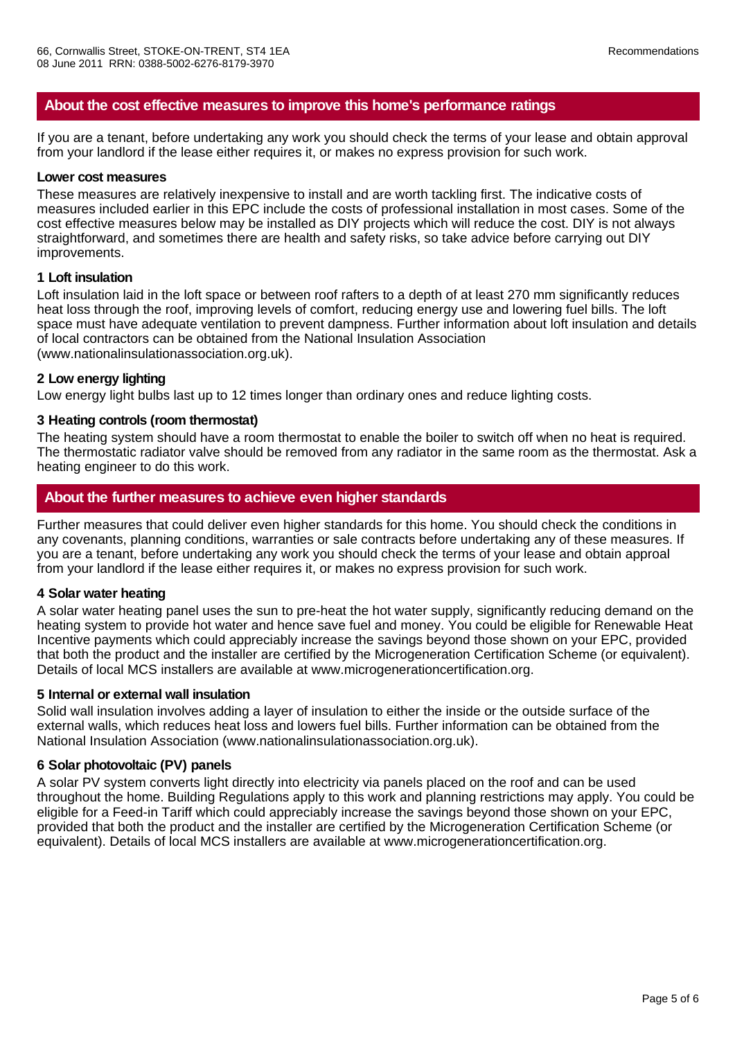## About the cost effective measures to improve this home's performance ratings

If you are a tenant, before undertaking any work you should check the terms of your lease and obtain approval from your landlord if the lease either requires it, or makes no express provision for such work.

**Lower cost measures**

These measures are relatively inexpensive to install and are worth tackling first. The indicative costs of measures included earlier in this EPC include the costs of professional installation in most cases. Some of the cost effective measures below may be installed as DIY projects which will reduce the cost. DIY is not always straightforward, and sometimes there are health and safety risks, so take advice before carrying out DIY improvements.

**1 Loft insulation**

Loft insulation laid in the loft space or between roof rafters to a depth of at least 270 mm significantly reduces heat loss through the roof, improving levels of comfort, reducing energy use and lowering fuel bills. The loft space must have adequate ventilation to prevent dampness. Further information about loft insulation and details of local contractors can be obtained from the National Insulation Association (www.nationalinsulationassociation.org.uk).

**2 Low energy lighting**

Low energy light bulbs last up to 12 times longer than ordinary ones and reduce lighting costs.

**3 Heating controls (room thermostat)**

The heating system should have a room thermostat to enable the boiler to switch off when no heat is required. The thermostatic radiator valve should be removed from any radiator in the same room as the thermostat. Ask a heating engineer to do this work.

## About the further measures to achieve even higher standards

Further measures that could deliver even higher standards for this home. You should check the conditions in any covenants, planning conditions, warranties or sale contracts before undertaking any of these measures. If you are a tenant, before undertaking any work you should check the terms of your lease and obtain approal from your landlord if the lease either requires it, or makes no express provision for such work.

**4 Solar water heating**

A solar water heating panel uses the sun to pre-heat the hot water supply, significantly reducing demand on the heating system to provide hot water and hence save fuel and money. You could be eligible for Renewable Heat Incentive payments which could appreciably increase the savings beyond those shown on your EPC, provided that both the product and the installer are certified by the Microgeneration Certification Scheme (or equivalent). Details of local MCS installers are available at www.microgenerationcertification.org.

**5 Internal or external wall insulation**

Solid wall insulation involves adding a layer of insulation to either the inside or the outside surface of the external walls, which reduces heat loss and lowers fuel bills. Further information can be obtained from the National Insulation Association (www.nationalinsulationassociation.org.uk).

**6 Solar photovoltaic (PV) panels**

A solar PV system converts light directly into electricity via panels placed on the roof and can be used throughout the home. Building Regulations apply to this work and planning restrictions may apply. You could be eligible for a Feed-in Tariff which could appreciably increase the savings beyond those shown on your EPC, provided that both the product and the installer are certified by the Microgeneration Certification Scheme (or equivalent). Details of local MCS installers are available at www.microgenerationcertification.org.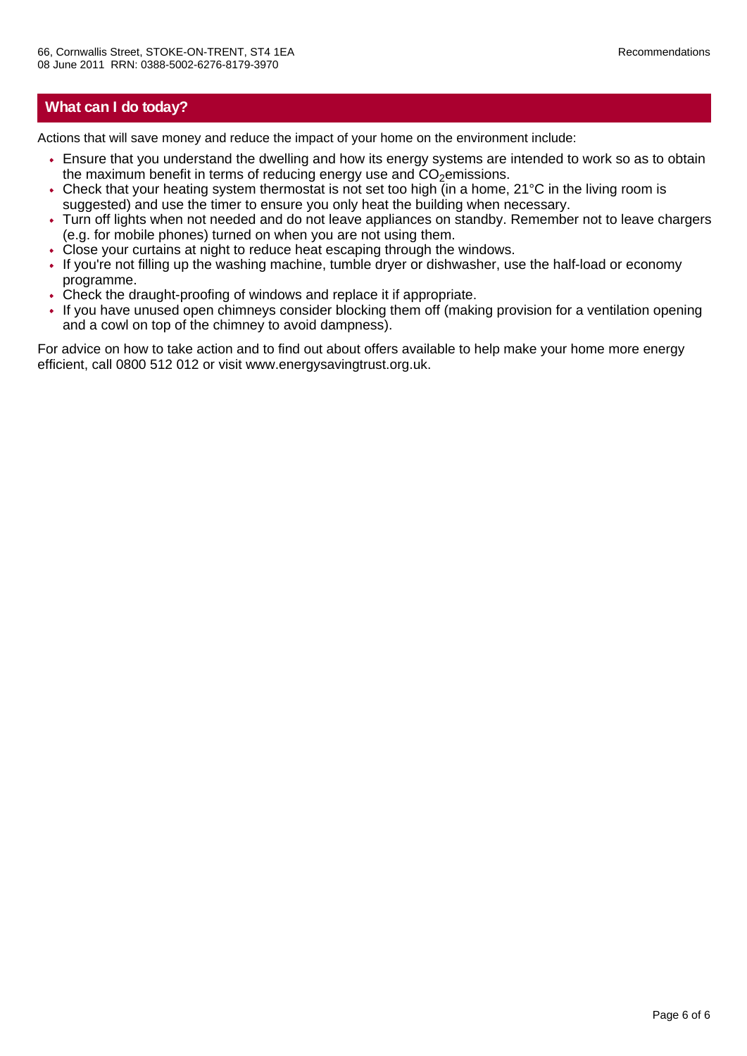## What can I do today?

Actions that will save money and reduce the impact of your home on the environment include:

- Ensure that you understand the dwelling and how its energy systems are intended to work so as to obtain the maximum benefit in terms of reducing energy use and $CO_2$ emissions.
- Check that your heating system thermostat is not set too high (in a home, 21°C in the living room is suggested) and use the timer to ensure you only heat the building when necessary.
- Turn off lights when not needed and do not leave appliances on standby. Remember not to leave chargers (e.g. for mobile phones) turned on when you are not using them.
- Close your curtains at night to reduce heat escaping through the windows.
- If you're not filling up the washing machine, tumble dryer or dishwasher, use the half-load or economy programme.
- Check the draught-proofing of windows and replace it if appropriate.
- If you have unused open chimneys consider blocking them off (making provision for a ventilation opening and a cowl on top of the chimney to avoid dampness).

For advice on how to take action and to find out about offers available to help make your home more energy efficient, call 0800 512 012 or visit www.energysavingtrust.org.uk.